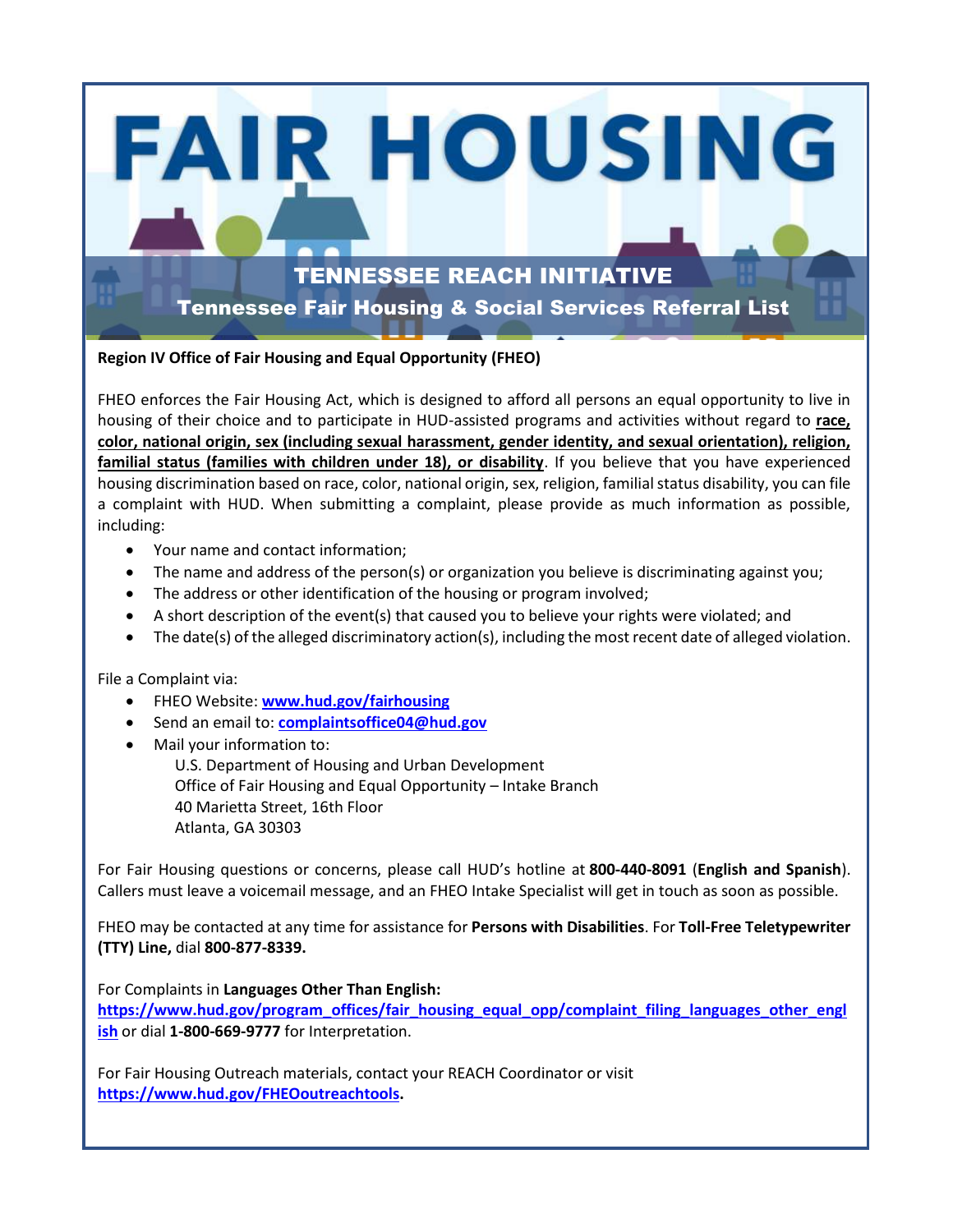# FAIR HOUSING

## TENNESSEE REACH INITIATIVE

### Tennessee Fair Housing & Social Services Referral List

**Region IV Office of Fair Housing and Equal Opportunity (FHEO)**

FHEO enforces the Fair Housing Act, which is designed to afford all persons an equal opportunity to live in housing of their choice and to participate in HUD-assisted programs and activities without regard to **race, color, national origin, sex (including sexual harassment, gender identity, and sexual orientation), religion, familial status (families with children under 18), or disability**. If you believe that you have experienced housing discrimination based on race, color, national origin, sex, religion, familial status disability, you can file a complaint with HUD. When submitting a complaint, please provide as much information as possible, including:

- Your name and contact information;
- The name and address of the person(s) or organization you believe is discriminating against you;
- The address or other identification of the housing or program involved;
- A short description of the event(s) that caused you to believe your rights were violated; and
- The date(s) of the alleged discriminatory action(s), including the most recent date of alleged violation.

File a Complaint via:

- FHEO Website: **www.hud.gov/fairhousing**
- Send an email to: **complaintsoffice04@hud.gov**
- Mail your information to:
  U.S. Department of Housing and Urban Development
  Office of Fair Housing and Equal Opportunity – Intake Branch
  40 Marietta Street, 16th Floor
  Atlanta, GA 30303

For Fair Housing questions or concerns, please call HUD's hotline at **800-440-8091** (**English and Spanish**). Callers must leave a voicemail message, and an FHEO Intake Specialist will get in touch as soon as possible.

FHEO may be contacted at any time for assistance for **Persons with Disabilities**. For **Toll-Free Teletypewriter (TTY) Line,** dial **800-877-8339.**

For Complaints in **Languages Other Than English:**
**https://www.hud.gov/program_offices/fair_housing_equal_opp/complaint_filing_languages_other_english** or dial **1-800-669-9777** for Interpretation.

For Fair Housing Outreach materials, contact your REACH Coordinator or visit **https://www.hud.gov/FHEOoutreachtools.**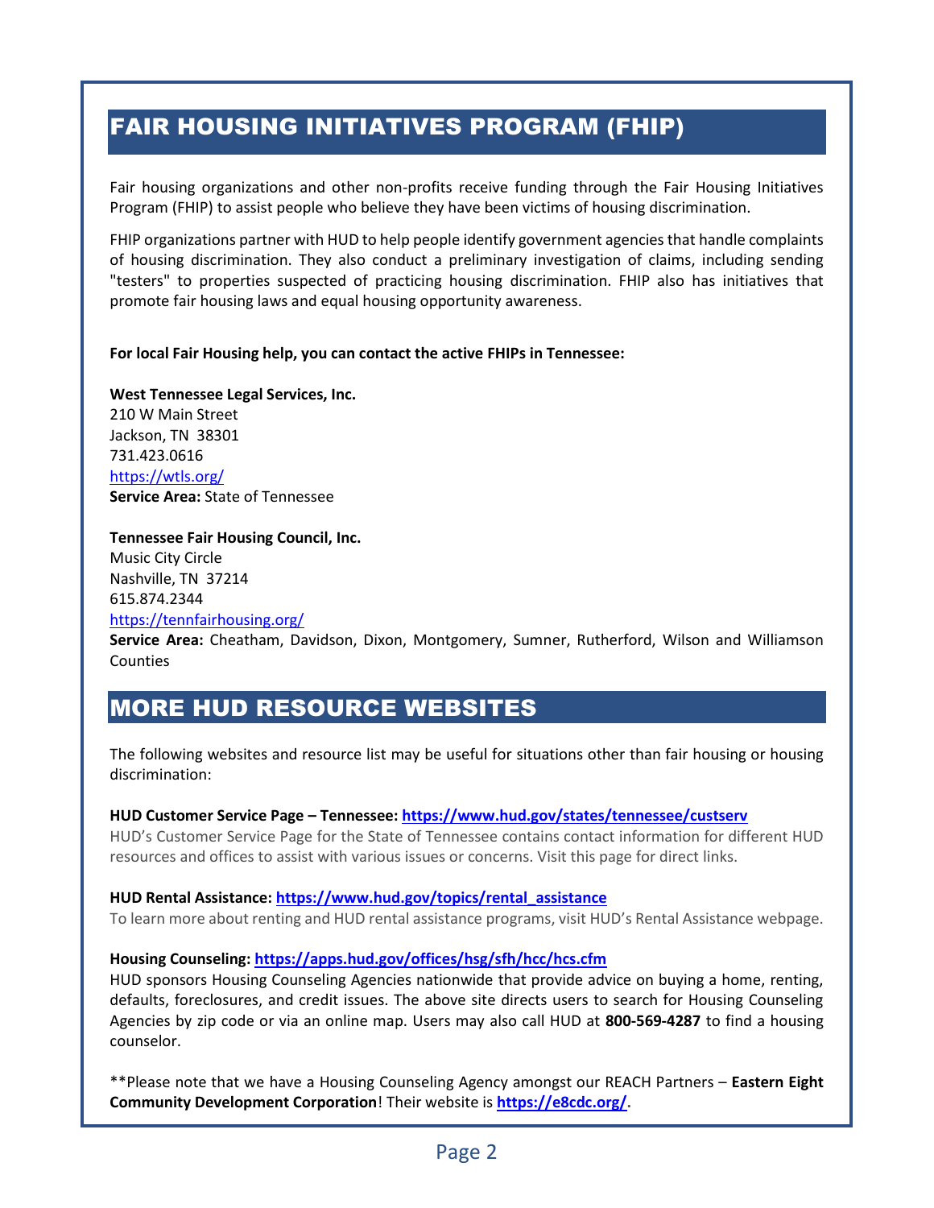## FAIR HOUSING INITIATIVES PROGRAM (FHIP)

Fair housing organizations and other non-profits receive funding through the Fair Housing Initiatives Program (FHIP) to assist people who believe they have been victims of housing discrimination.

FHIP organizations partner with HUD to help people identify government agencies that handle complaints of housing discrimination. They also conduct a preliminary investigation of claims, including sending "testers" to properties suspected of practicing housing discrimination. FHIP also has initiatives that promote fair housing laws and equal housing opportunity awareness.

**For local Fair Housing help, you can contact the active FHIPs in Tennessee:**

**West Tennessee Legal Services, Inc.**
210 W Main Street
Jackson, TN 38301
731.423.0616
https://wtls.org/
**Service Area:** State of Tennessee

**Tennessee Fair Housing Council, Inc.**
Music City Circle
Nashville, TN 37214
615.874.2344
https://tennfairhousing.org/
**Service Area:** Cheatham, Davidson, Dixon, Montgomery, Sumner, Rutherford, Wilson and Williamson Counties

## MORE HUD RESOURCE WEBSITES

The following websites and resource list may be useful for situations other than fair housing or housing discrimination:

**HUD Customer Service Page – Tennessee: https://www.hud.gov/states/tennessee/custserv**
HUD's Customer Service Page for the State of Tennessee contains contact information for different HUD resources and offices to assist with various issues or concerns. Visit this page for direct links.

**HUD Rental Assistance: https://www.hud.gov/topics/rental_assistance**
To learn more about renting and HUD rental assistance programs, visit HUD's Rental Assistance webpage.

**Housing Counseling: https://apps.hud.gov/offices/hsg/sfh/hcc/hcs.cfm**
HUD sponsors Housing Counseling Agencies nationwide that provide advice on buying a home, renting, defaults, foreclosures, and credit issues. The above site directs users to search for Housing Counseling Agencies by zip code or via an online map. Users may also call HUD at **800-569-4287** to find a housing counselor.

**Please note that we have a Housing Counseling Agency amongst our REACH Partners – **Eastern Eight Community Development Corporation**! Their website is **https://e8cdc.org/**.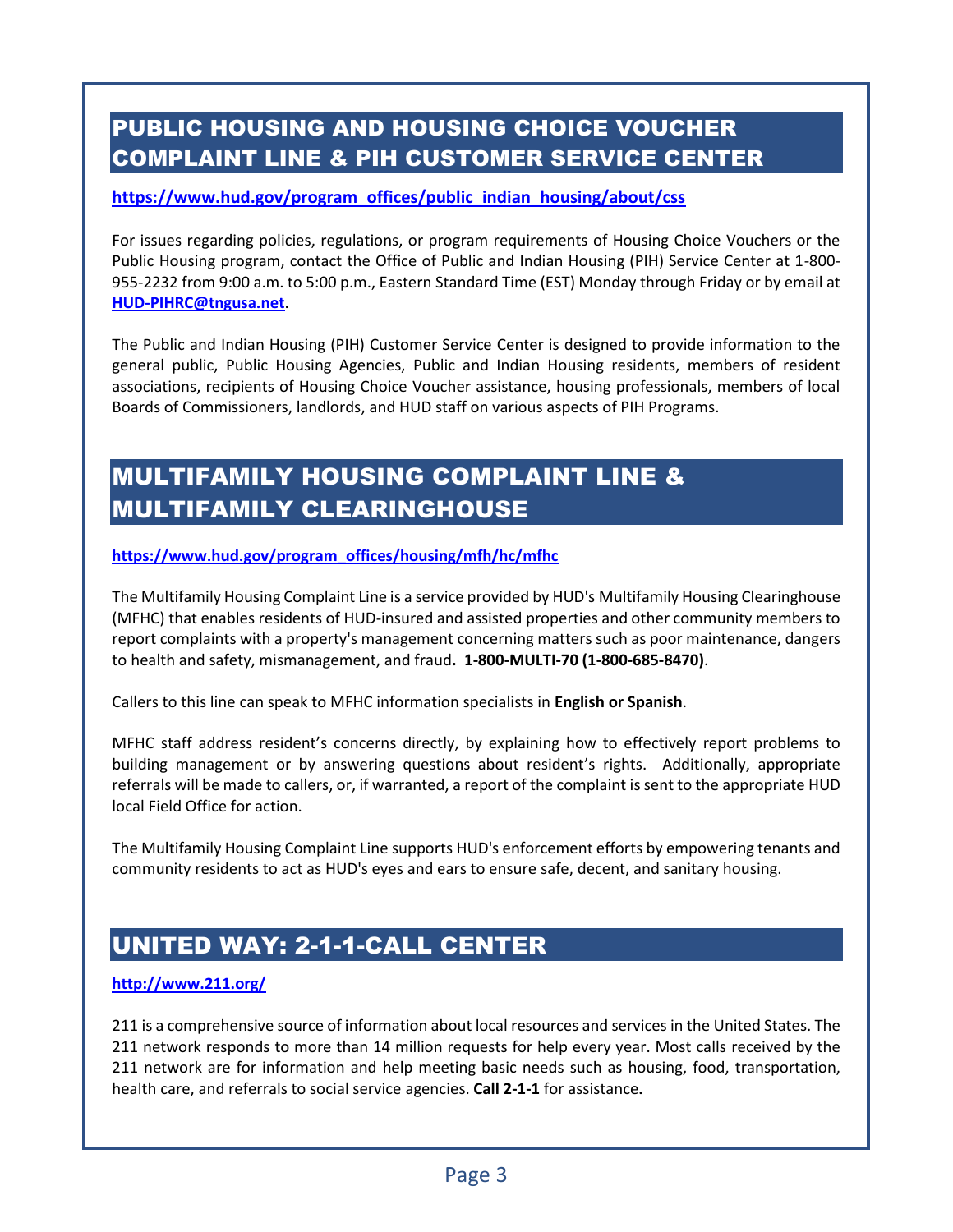## PUBLIC HOUSING AND HOUSING CHOICE VOUCHER COMPLAINT LINE & PIH CUSTOMER SERVICE CENTER

**https://www.hud.gov/program_offices/public_indian_housing/about/css**

For issues regarding policies, regulations, or program requirements of Housing Choice Vouchers or the Public Housing program, contact the Office of Public and Indian Housing (PIH) Service Center at 1-800-955-2232 from 9:00 a.m. to 5:00 p.m., Eastern Standard Time (EST) Monday through Friday or by email at **HUD-PIHRC@tngusa.net**.

The Public and Indian Housing (PIH) Customer Service Center is designed to provide information to the general public, Public Housing Agencies, Public and Indian Housing residents, members of resident associations, recipients of Housing Choice Voucher assistance, housing professionals, members of local Boards of Commissioners, landlords, and HUD staff on various aspects of PIH Programs.

## MULTIFAMILY HOUSING COMPLAINT LINE & MULTIFAMILY CLEARINGHOUSE

**https://www.hud.gov/program_offices/housing/mfh/hc/mfhc**

The Multifamily Housing Complaint Line is a service provided by HUD's Multifamily Housing Clearinghouse (MFHC) that enables residents of HUD-insured and assisted properties and other community members to report complaints with a property's management concerning matters such as poor maintenance, dangers to health and safety, mismanagement, and fraud**. 1-800-MULTI-70 (1-800-685-8470)**.

Callers to this line can speak to MFHC information specialists in **English or Spanish**.

MFHC staff address resident's concerns directly, by explaining how to effectively report problems to building management or by answering questions about resident's rights. Additionally, appropriate referrals will be made to callers, or, if warranted, a report of the complaint is sent to the appropriate HUD local Field Office for action.

The Multifamily Housing Complaint Line supports HUD's enforcement efforts by empowering tenants and community residents to act as HUD's eyes and ears to ensure safe, decent, and sanitary housing.

## UNITED WAY: 2-1-1-CALL CENTER

**http://www.211.org/**

211 is a comprehensive source of information about local resources and services in the United States. The 211 network responds to more than 14 million requests for help every year. Most calls received by the 211 network are for information and help meeting basic needs such as housing, food, transportation, health care, and referrals to social service agencies. **Call 2-1-1** for assistance**.**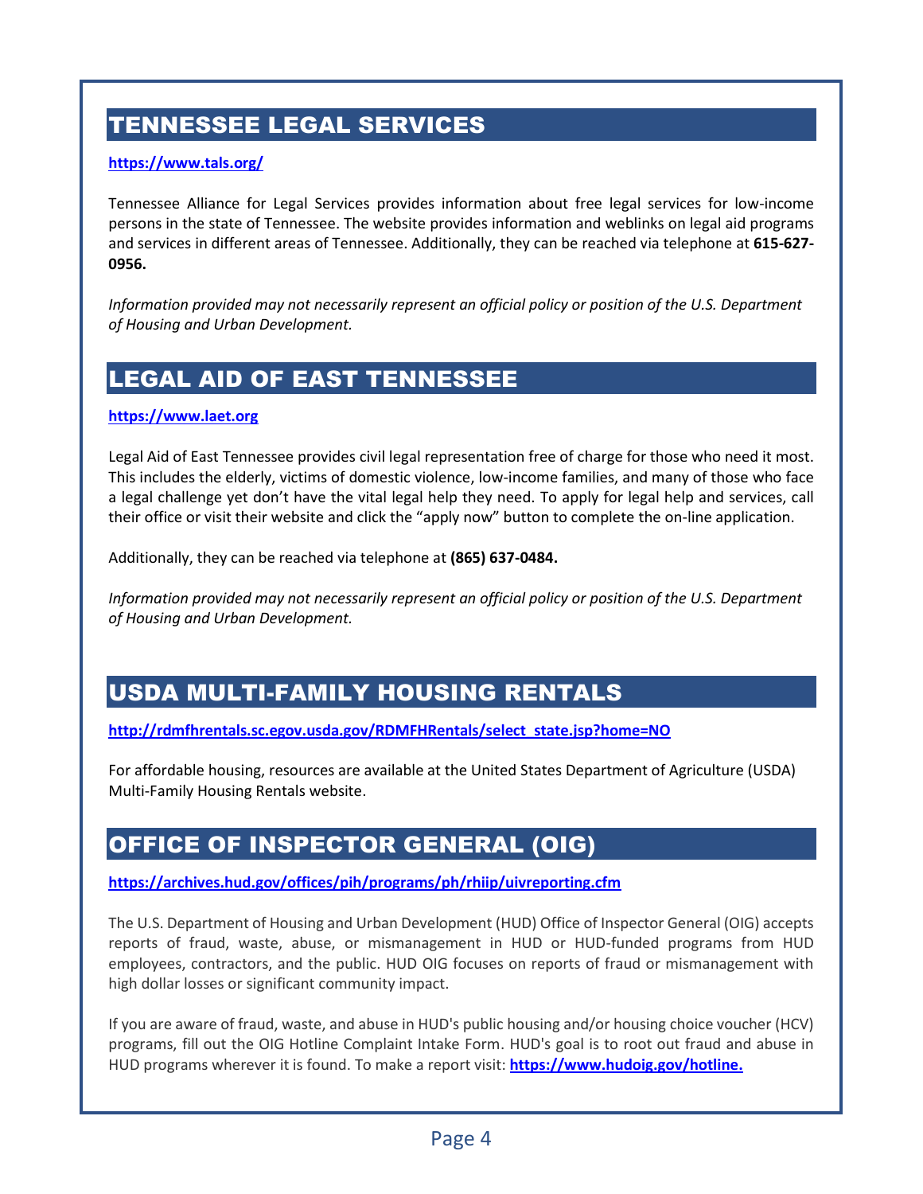## TENNESSEE LEGAL SERVICES

**https://www.tals.org/**

Tennessee Alliance for Legal Services provides information about free legal services for low-income persons in the state of Tennessee. The website provides information and weblinks on legal aid programs and services in different areas of Tennessee. Additionally, they can be reached via telephone at **615-627-0956.**

*Information provided may not necessarily represent an official policy or position of the U.S. Department of Housing and Urban Development.*

## LEGAL AID OF EAST TENNESSEE

**https://www.laet.org**

Legal Aid of East Tennessee provides civil legal representation free of charge for those who need it most. This includes the elderly, victims of domestic violence, low-income families, and many of those who face a legal challenge yet don't have the vital legal help they need. To apply for legal help and services, call their office or visit their website and click the "apply now" button to complete the on-line application.

Additionally, they can be reached via telephone at **(865) 637-0484.**

*Information provided may not necessarily represent an official policy or position of the U.S. Department of Housing and Urban Development.*

## USDA MULTI-FAMILY HOUSING RENTALS

**http://rdmfhrentals.sc.egov.usda.gov/RDMFHRentals/select_state.jsp?home=NO**

For affordable housing, resources are available at the United States Department of Agriculture (USDA) Multi-Family Housing Rentals website.

## OFFICE OF INSPECTOR GENERAL (OIG)

**https://archives.hud.gov/offices/pih/programs/ph/rhiip/uivreporting.cfm**

The U.S. Department of Housing and Urban Development (HUD) Office of Inspector General (OIG) accepts reports of fraud, waste, abuse, or mismanagement in HUD or HUD-funded programs from HUD employees, contractors, and the public. HUD OIG focuses on reports of fraud or mismanagement with high dollar losses or significant community impact.

If you are aware of fraud, waste, and abuse in HUD's public housing and/or housing choice voucher (HCV) programs, fill out the OIG Hotline Complaint Intake Form. HUD's goal is to root out fraud and abuse in HUD programs wherever it is found. To make a report visit: **https://www.hudoig.gov/hotline.**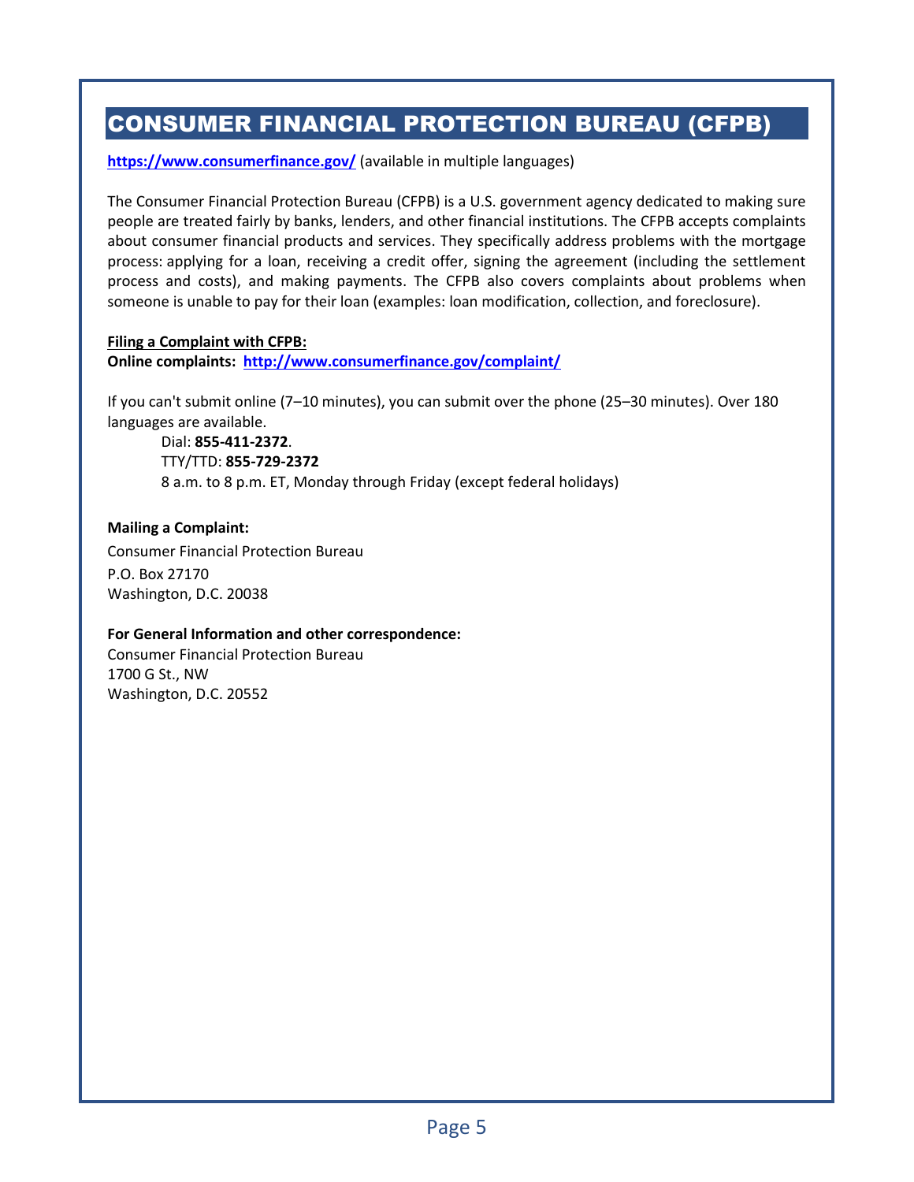# CONSUMER FINANCIAL PROTECTION BUREAU (CFPB)

**https://www.consumerfinance.gov/** (available in multiple languages)

The Consumer Financial Protection Bureau (CFPB) is a U.S. government agency dedicated to making sure people are treated fairly by banks, lenders, and other financial institutions. The CFPB accepts complaints about consumer financial products and services. They specifically address problems with the mortgage process: applying for a loan, receiving a credit offer, signing the agreement (including the settlement process and costs), and making payments. The CFPB also covers complaints about problems when someone is unable to pay for their loan (examples: loan modification, collection, and foreclosure).

**Filing a Complaint with CFPB:**
**Online complaints:** **http://www.consumerfinance.gov/complaint/**

If you can't submit online (7–10 minutes), you can submit over the phone (25–30 minutes). Over 180 languages are available.

Dial: **855-411-2372**.
TTY/TTD: **855-729-2372**
8 a.m. to 8 p.m. ET, Monday through Friday (except federal holidays)

**Mailing a Complaint:**
Consumer Financial Protection Bureau
P.O. Box 27170
Washington, D.C. 20038

**For General Information and other correspondence:**
Consumer Financial Protection Bureau
1700 G St., NW
Washington, D.C. 20552